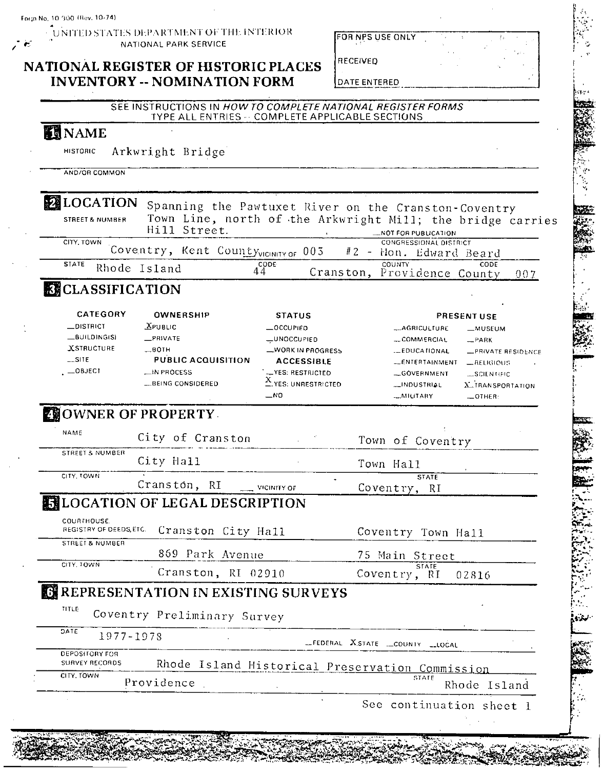Form No. 10-300 (Rev. 10-74)

UNITED STATES DEPARTMENT OF THE INTERIOR
NATIONAL PARK SERVICE

# NATIONAL REGISTER OF HISTORIC PLACES INVENTORY -- NOMINATION FORM

| FOR NPS USE ONLY |
|---|
| RECEIVED |
| DATE ENTERED |

SEE INSTRUCTIONS IN *HOW TO COMPLETE NATIONAL REGISTER FORMS*
TYPE ALL ENTRIES -- COMPLETE APPLICABLE SECTIONS

## 1 NAME

HISTORIC Arkwright Bridge

AND/OR COMMON

## 2 LOCATION

STREET & NUMBER Spanning the Pawtuxet River on the Cranston-Coventry Town Line, north of the Arkwright Mill; the bridge carries Hill Street.

__NOT FOR PUBLICATION

CITY, TOWN Coventry, Kent County __VICINITY OF 003

CONGRESSIONAL DISTRICT #2 - Hon. Edward Beard

STATE Rhode Island CODE 44

COUNTY Cranston, Providence County CODE 007

## 3 CLASSIFICATION

| CATEGORY | OWNERSHIP | STATUS | PRESENT USE | |
|---|---|---|---|---|
| __DISTRICT | X PUBLIC | __OCCUPIED | __AGRICULTURE | __MUSEUM |
| __BUILDING(S) | __PRIVATE | __UNOCCUPIED | __COMMERCIAL | __PARK |
| X STRUCTURE | __BOTH | __WORK IN PROGRESS | __EDUCATIONAL | __PRIVATE RESIDENCE |
| __SITE | **PUBLIC ACQUISITION** | **ACCESSIBLE** | __ENTERTAINMENT | __RELIGIOUS |
| __OBJECT | __IN PROCESS | __YES: RESTRICTED | __GOVERNMENT | __SCIENTIFIC |
| | __BEING CONSIDERED | X YES: UNRESTRICTED | __INDUSTRIAL | X TRANSPORTATION |
| | | __NO | __MILITARY | __OTHER: |

## 4 OWNER OF PROPERTY

NAME City of Cranston | Town of Coventry

STREET & NUMBER City Hall | Town Hall

CITY, TOWN Cranston, RI __VICINITY OF | STATE Coventry, RI

## 5 LOCATION OF LEGAL DESCRIPTION

COURTHOUSE, REGISTRY OF DEEDS, ETC. Cranston City Hall | Coventry Town Hall

STREET & NUMBER 869 Park Avenue | 75 Main Street

CITY, TOWN Cranston, RI 02910 | STATE Coventry, RI 02816

## 6 REPRESENTATION IN EXISTING SURVEYS

TITLE Coventry Preliminary Survey

DATE 1977-1978 __FEDERAL X STATE __COUNTY __LOCAL

DEPOSITORY FOR SURVEY RECORDS Rhode Island Historical Preservation Commission

CITY, TOWN Providence STATE Rhode Island

See continuation sheet 1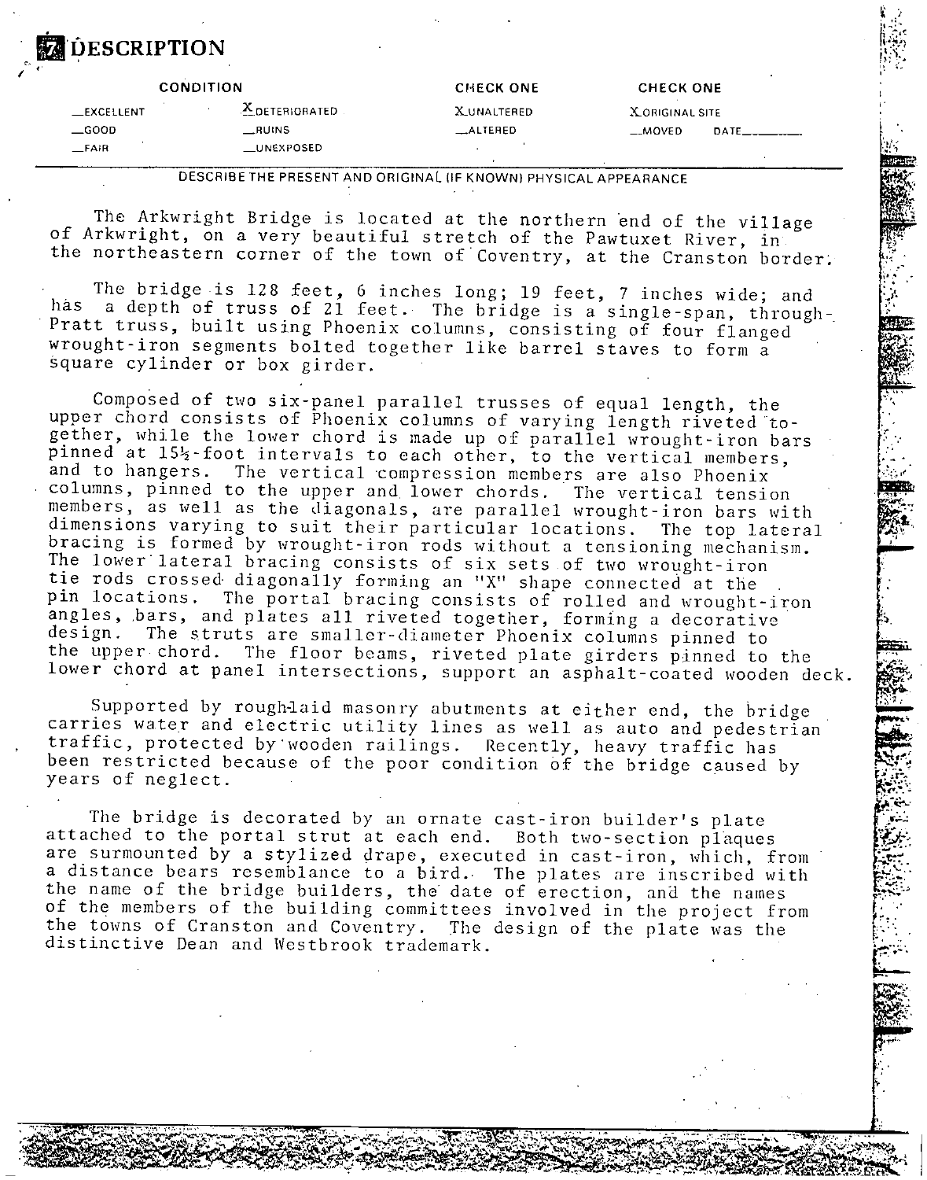# 7 DESCRIPTION

| CONDITION | | CHECK ONE | CHECK ONE |
|---|---|---|---|
| __EXCELLENT | X DETERIORATED | X UNALTERED | X ORIGINAL SITE |
| __GOOD | __RUINS | __ALTERED | __MOVED DATE________ |
| __FAIR | __UNEXPOSED | | |

DESCRIBE THE PRESENT AND ORIGINAL (IF KNOWN) PHYSICAL APPEARANCE

The Arkwright Bridge is located at the northern end of the village of Arkwright, on a very beautiful stretch of the Pawtuxet River, in the northeastern corner of the town of Coventry, at the Cranston border.

The bridge is 128 feet, 6 inches long; 19 feet, 7 inches wide; and has a depth of truss of 21 feet. The bridge is a single-span, through-Pratt truss, built using Phoenix columns, consisting of four flanged wrought-iron segments bolted together like barrel staves to form a square cylinder or box girder.

Composed of two six-panel parallel trusses of equal length, the upper chord consists of Phoenix columns of varying length riveted together, while the lower chord is made up of parallel wrought-iron bars pinned at 15½-foot intervals to each other, to the vertical members, and to hangers. The vertical compression members are also Phoenix columns, pinned to the upper and lower chords. The vertical tension members, as well as the diagonals, are parallel wrought-iron bars with dimensions varying to suit their particular locations. The top lateral bracing is formed by wrought-iron rods without a tensioning mechanism. The lower lateral bracing consists of six sets of two wrought-iron tie rods crossed diagonally forming an "X" shape connected at the pin locations. The portal bracing consists of rolled and wrought-iron angles, bars, and plates all riveted together, forming a decorative design. The struts are smaller-diameter Phoenix columns pinned to the upper chord. The floor beams, riveted plate girders pinned to the lower chord at panel intersections, support an asphalt-coated wooden deck.

Supported by rough-laid masonry abutments at either end, the bridge carries water and electric utility lines as well as auto and pedestrian traffic, protected by wooden railings. Recently, heavy traffic has been restricted because of the poor condition of the bridge caused by years of neglect.

The bridge is decorated by an ornate cast-iron builder's plate attached to the portal strut at each end. Both two-section plaques are surmounted by a stylized drape, executed in cast-iron, which, from a distance bears resemblance to a bird. The plates are inscribed with the name of the bridge builders, the date of erection, and the names of the members of the building committees involved in the project from the towns of Cranston and Coventry. The design of the plate was the distinctive Dean and Westbrook trademark.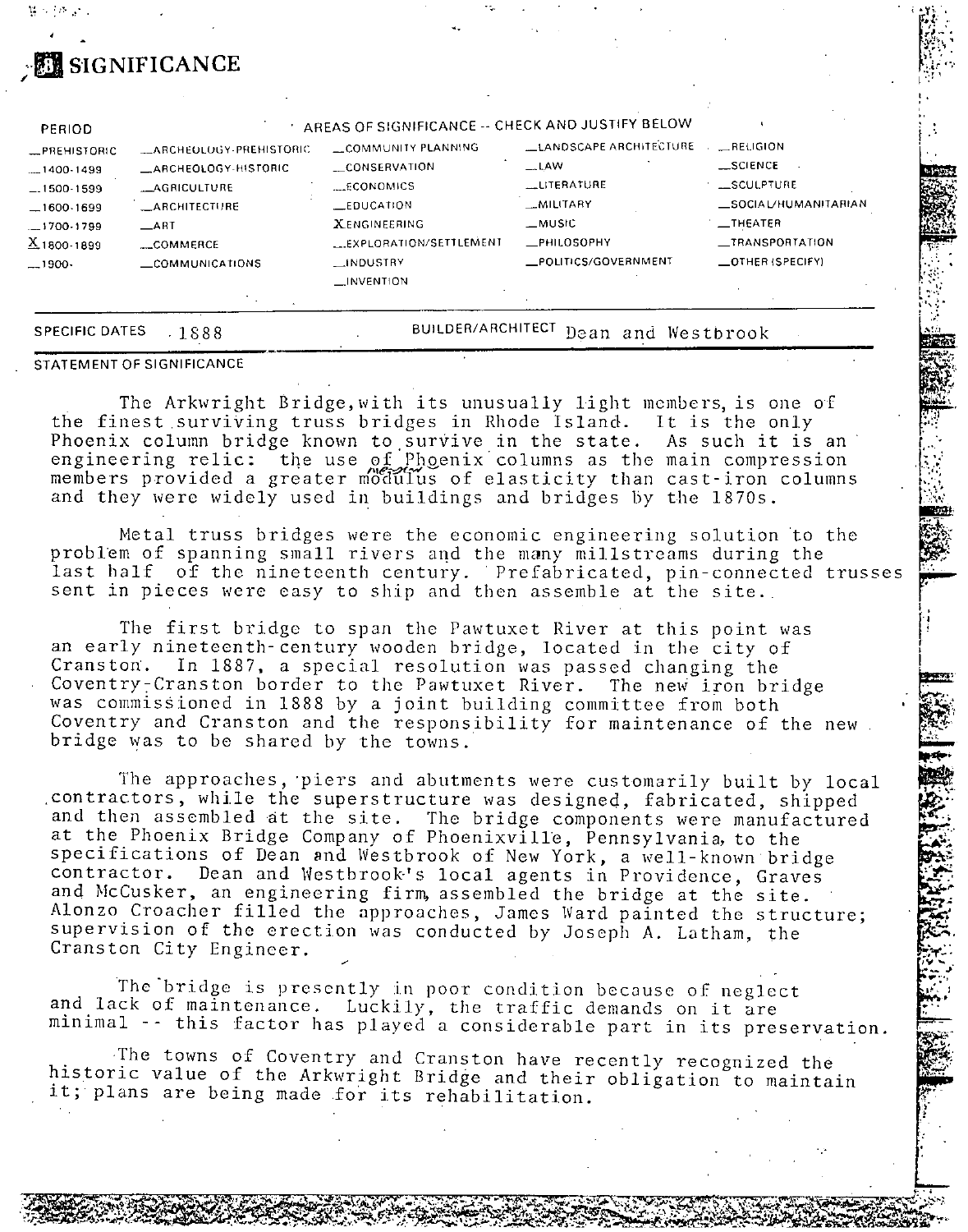# 8 SIGNIFICANCE

| PERIOD | AREAS OF SIGNIFICANCE -- CHECK AND JUSTIFY BELOW | | | |
|---|---|---|---|---|
| _PREHISTORIC | _ARCHEOLOGY-PREHISTORIC | _COMMUNITY PLANNING | _LANDSCAPE ARCHITECTURE | _RELIGION |
| _1400-1499 | _ARCHEOLOGY-HISTORIC | _CONSERVATION | _LAW | _SCIENCE |
| _1500-1599 | _AGRICULTURE | _ECONOMICS | _LITERATURE | _SCULPTURE |
| _1600-1699 | _ARCHITECTURE | _EDUCATION | _MILITARY | _SOCIAL/HUMANITARIAN |
| _1700-1799 | _ART | X ENGINEERING | _MUSIC | _THEATER |
| X 1800-1899 | _COMMERCE | _EXPLORATION/SETTLEMENT | _PHILOSOPHY | _TRANSPORTATION |
| _1900- | _COMMUNICATIONS | _INDUSTRY | _POLITICS/GOVERNMENT | _OTHER (SPECIFY) |
| | | _INVENTION | | |

SPECIFIC DATES 1888 &nbsp;&nbsp;&nbsp;&nbsp; BUILDER/ARCHITECT Dean and Westbrook

STATEMENT OF SIGNIFICANCE

The Arkwright Bridge, with its unusually light members, is one of the finest surviving truss bridges in Rhode Island. It is the only Phoenix column bridge known to survive in the state. As such it is an engineering relic: the use of Phoenix columns as the main compression members provided a greater modulus of elasticity than cast-iron columns and they were widely used in buildings and bridges by the 1870s.

Metal truss bridges were the economic engineering solution to the problem of spanning small rivers and the many millstreams during the last half of the nineteenth century. Prefabricated, pin-connected trusses sent in pieces were easy to ship and then assemble at the site.

The first bridge to span the Pawtuxet River at this point was an early nineteenth-century wooden bridge, located in the city of Cranston. In 1887, a special resolution was passed changing the Coventry-Cranston border to the Pawtuxet River. The new iron bridge was commissioned in 1888 by a joint building committee from both Coventry and Cranston and the responsibility for maintenance of the new bridge was to be shared by the towns.

The approaches, piers and abutments were customarily built by local contractors, while the superstructure was designed, fabricated, shipped and then assembled at the site. The bridge components were manufactured at the Phoenix Bridge Company of Phoenixville, Pennsylvania, to the specifications of Dean and Westbrook of New York, a well-known bridge contractor. Dean and Westbrook's local agents in Providence, Graves and McCusker, an engineering firm, assembled the bridge at the site. Alonzo Croacher filled the approaches, James Ward painted the structure; supervision of the erection was conducted by Joseph A. Latham, the Cranston City Engineer.

The bridge is presently in poor condition because of neglect and lack of maintenance. Luckily, the traffic demands on it are minimal -- this factor has played a considerable part in its preservation.

The towns of Coventry and Cranston have recently recognized the historic value of the Arkwright Bridge and their obligation to maintain it; plans are being made for its rehabilitation.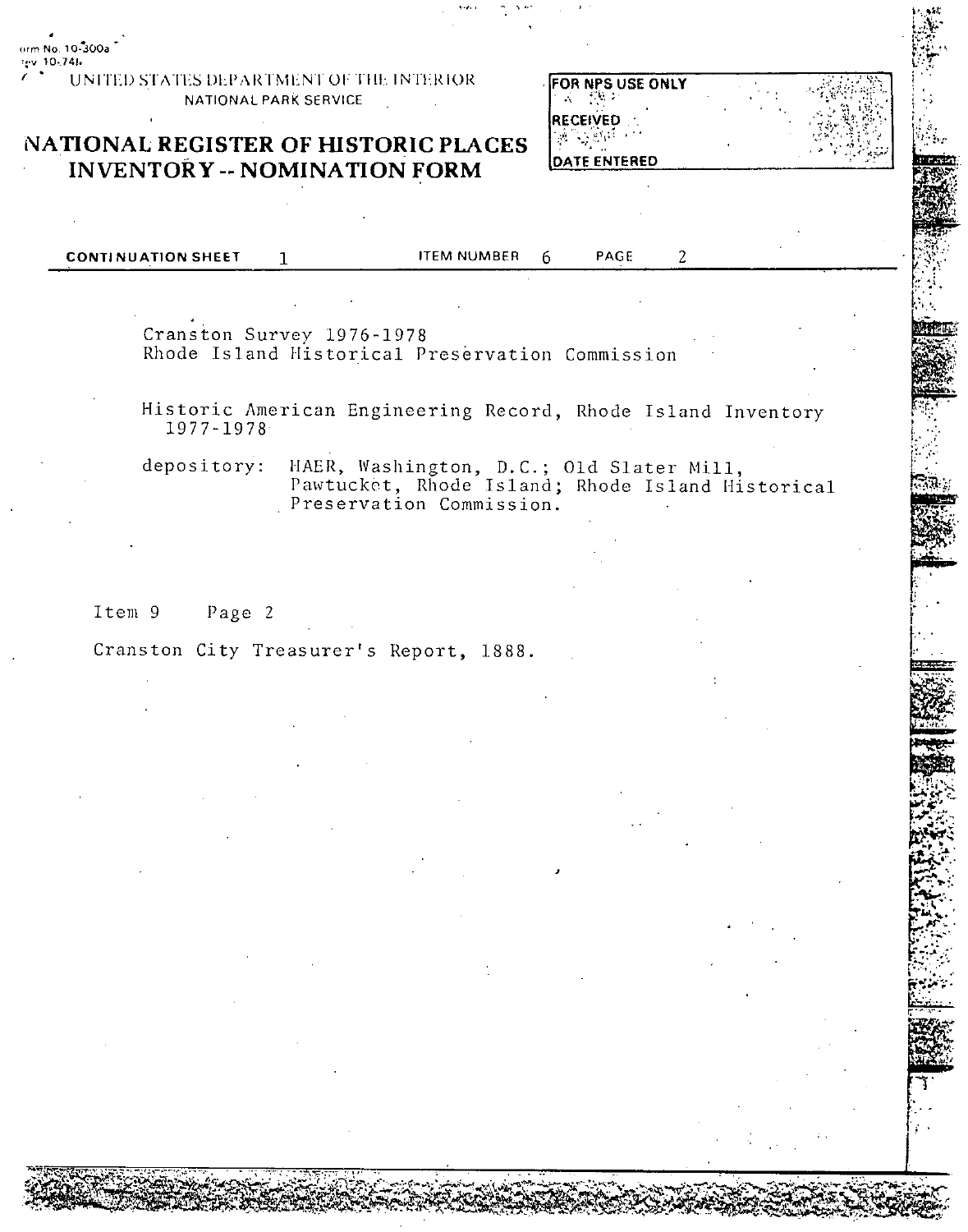Form No. 10-300a
(Rev. 10-74)

UNITED STATES DEPARTMENT OF THE INTERIOR
NATIONAL PARK SERVICE

# NATIONAL REGISTER OF HISTORIC PLACES INVENTORY -- NOMINATION FORM

FOR NPS USE ONLY

RECEIVED

DATE ENTERED

CONTINUATION SHEET 1 ITEM NUMBER 6 PAGE 2

Cranston Survey 1976-1978
Rhode Island Historical Preservation Commission

Historic American Engineering Record, Rhode Island Inventory 1977-1978

depository: HAER, Washington, D.C.; Old Slater Mill, Pawtucket, Rhode Island; Rhode Island Historical Preservation Commission.

Item 9 Page 2

Cranston City Treasurer's Report, 1888.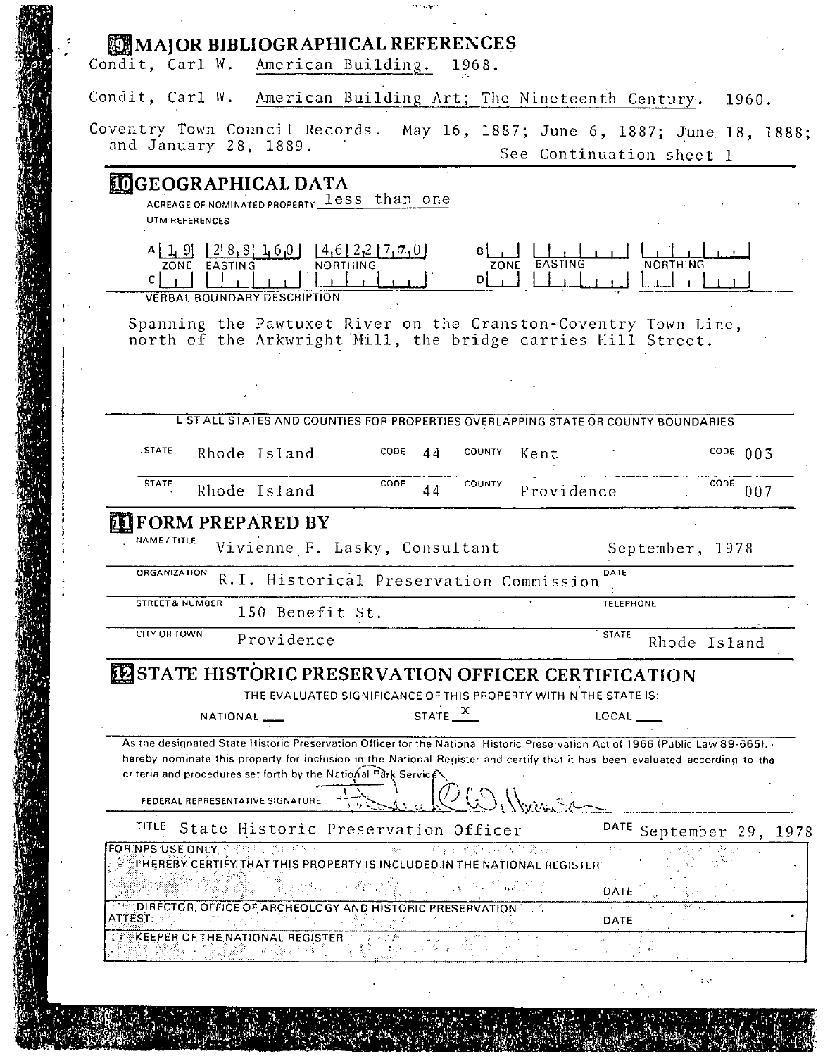## 9 MAJOR BIBLIOGRAPHICAL REFERENCES

Condit, Carl W. American Building. 1968.

Condit, Carl W. American Building Art; The Nineteenth Century. 1960.

Coventry Town Council Records. May 16, 1887; June 6, 1887; June 18, 1888; and January 28, 1889.

See Continuation sheet 1

## 10 GEOGRAPHICAL DATA

ACREAGE OF NOMINATED PROPERTY less than one

UTM REFERENCES

| | ZONE | EASTING | NORTHING |
|---|---|---|---|
| A | 19 | 288160 | 4622770 |
| B | | | |
| C | | | |
| D | | | |

VERBAL BOUNDARY DESCRIPTION

Spanning the Pawtuxet River on the Cranston-Coventry Town Line, north of the Arkwright Mill, the bridge carries Hill Street.

LIST ALL STATES AND COUNTIES FOR PROPERTIES OVERLAPPING STATE OR COUNTY BOUNDARIES

| STATE | CODE | COUNTY | CODE |
|---|---|---|---|
| Rhode Island | 44 | Kent | 003 |
| Rhode Island | 44 | Providence | 007 |

## 11 FORM PREPARED BY

NAME / TITLE Vivienne F. Lasky, Consultant

ORGANIZATION R.I. Historical Preservation Commission — DATE September, 1978

STREET & NUMBER 150 Benefit St. — TELEPHONE

CITY OR TOWN Providence — STATE Rhode Island

## 12 STATE HISTORIC PRESERVATION OFFICER CERTIFICATION

THE EVALUATED SIGNIFICANCE OF THIS PROPERTY WITHIN THE STATE IS:

NATIONAL ___ STATE X LOCAL ___

As the designated State Historic Preservation Officer for the National Historic Preservation Act of 1966 (Public Law 89-665), I hereby nominate this property for inclusion in the National Register and certify that it has been evaluated according to the criteria and procedures set forth by the National Park Service.

FEDERAL REPRESENTATIVE SIGNATURE

TITLE State Historic Preservation Officer — DATE September 29, 1978

FOR NPS USE ONLY

I HEREBY CERTIFY THAT THIS PROPERTY IS INCLUDED IN THE NATIONAL REGISTER

DATE

DIRECTOR, OFFICE OF ARCHEOLOGY AND HISTORIC PRESERVATION

ATTEST: DATE

KEEPER OF THE NATIONAL REGISTER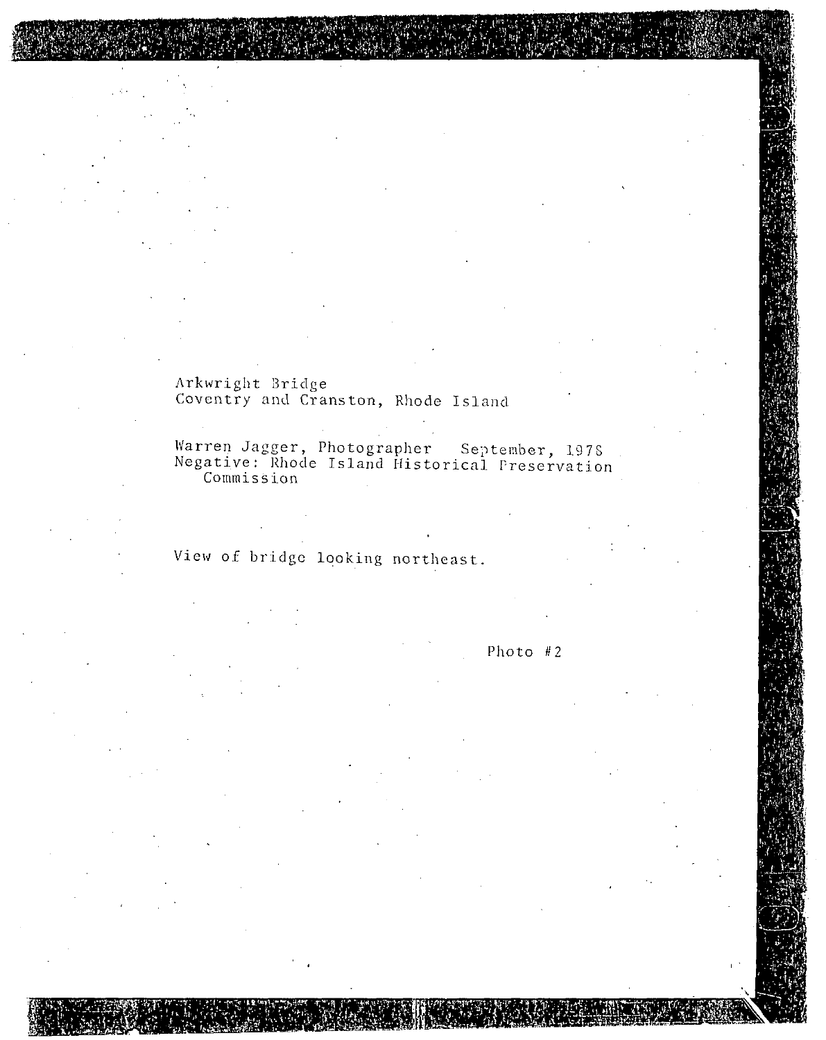Arkwright Bridge
Coventry and Cranston, Rhode Island

Warren Jagger, Photographer September, 1978
Negative: Rhode Island Historical Preservation Commission

View of bridge looking northeast.

Photo #2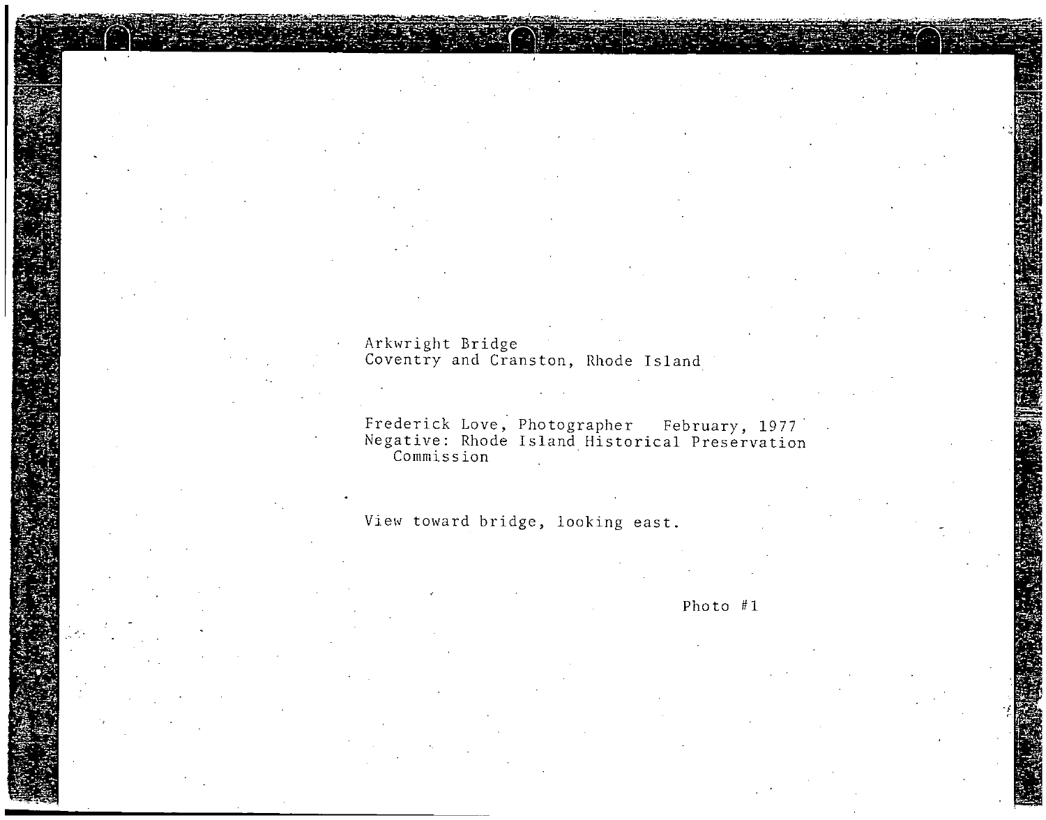Arkwright Bridge
Coventry and Cranston, Rhode Island

Frederick Love, Photographer   February, 1977
Negative: Rhode Island Historical Preservation Commission

View toward bridge, looking east.

Photo #1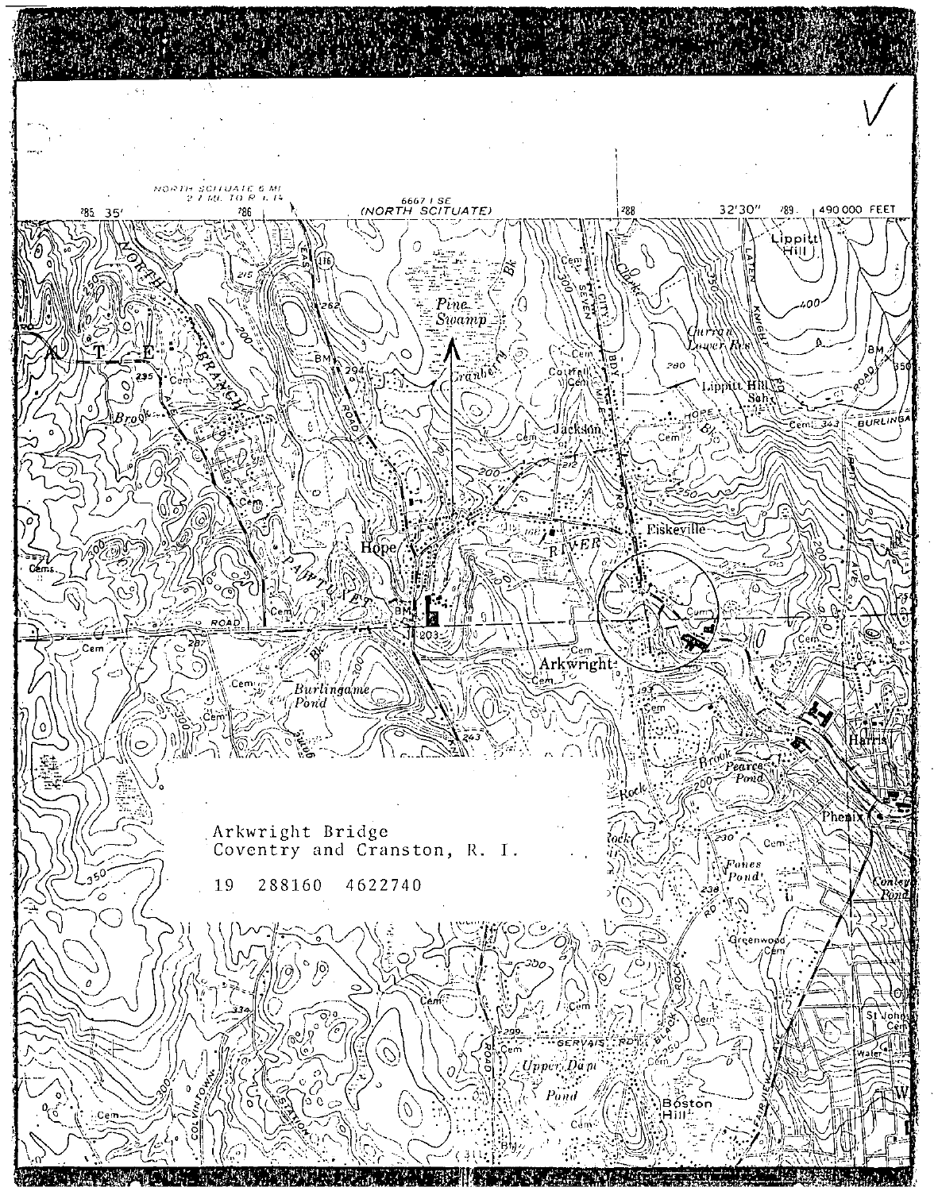Arkwright Bridge
Coventry and Cranston, R. I.

19 288160 4622740